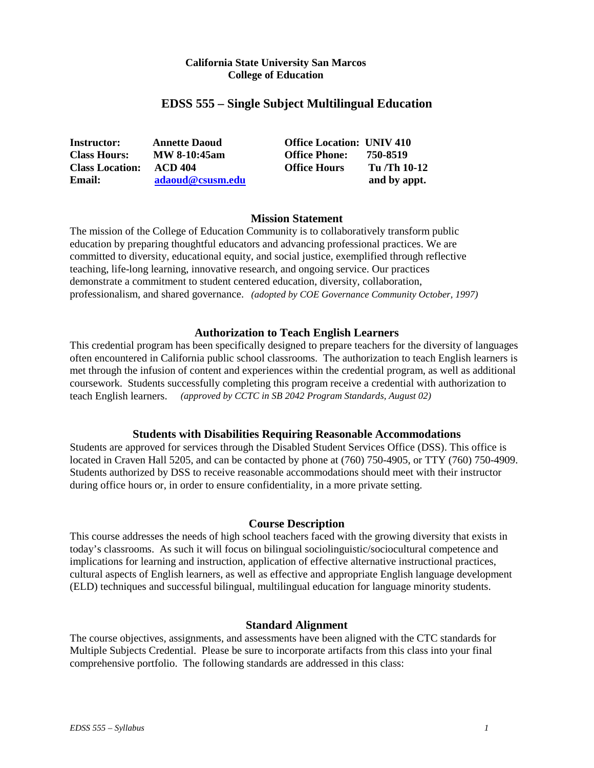**California State University San Marcos**
**College of Education**

# EDSS 555 – Single Subject Multilingual Education

| | | | |
|---|---|---|---|
| **Instructor:** | **Annette Daoud** | **Office Location:** | **UNIV 410** |
| **Class Hours:** | **MW 8-10:45am** | **Office Phone:** | **750-8519** |
| **Class Location:** | **ACD 404** | **Office Hours** | **Tu /Th 10-12** |
| **Email:** | **adaoud@csusm.edu** | | **and by appt.** |

## Mission Statement

The mission of the College of Education Community is to collaboratively transform public education by preparing thoughtful educators and advancing professional practices. We are committed to diversity, educational equity, and social justice, exemplified through reflective teaching, life-long learning, innovative research, and ongoing service. Our practices demonstrate a commitment to student centered education, diversity, collaboration, professionalism, and shared governance. *(adopted by COE Governance Community October, 1997)*

## Authorization to Teach English Learners

This credential program has been specifically designed to prepare teachers for the diversity of languages often encountered in California public school classrooms. The authorization to teach English learners is met through the infusion of content and experiences within the credential program, as well as additional coursework. Students successfully completing this program receive a credential with authorization to teach English learners. *(approved by CCTC in SB 2042 Program Standards, August 02)*

## Students with Disabilities Requiring Reasonable Accommodations

Students are approved for services through the Disabled Student Services Office (DSS). This office is located in Craven Hall 5205, and can be contacted by phone at (760) 750-4905, or TTY (760) 750-4909. Students authorized by DSS to receive reasonable accommodations should meet with their instructor during office hours or, in order to ensure confidentiality, in a more private setting.

## Course Description

This course addresses the needs of high school teachers faced with the growing diversity that exists in today's classrooms. As such it will focus on bilingual sociolinguistic/sociocultural competence and implications for learning and instruction, application of effective alternative instructional practices, cultural aspects of English learners, as well as effective and appropriate English language development (ELD) techniques and successful bilingual, multilingual education for language minority students.

## Standard Alignment

The course objectives, assignments, and assessments have been aligned with the CTC standards for Multiple Subjects Credential. Please be sure to incorporate artifacts from this class into your final comprehensive portfolio. The following standards are addressed in this class: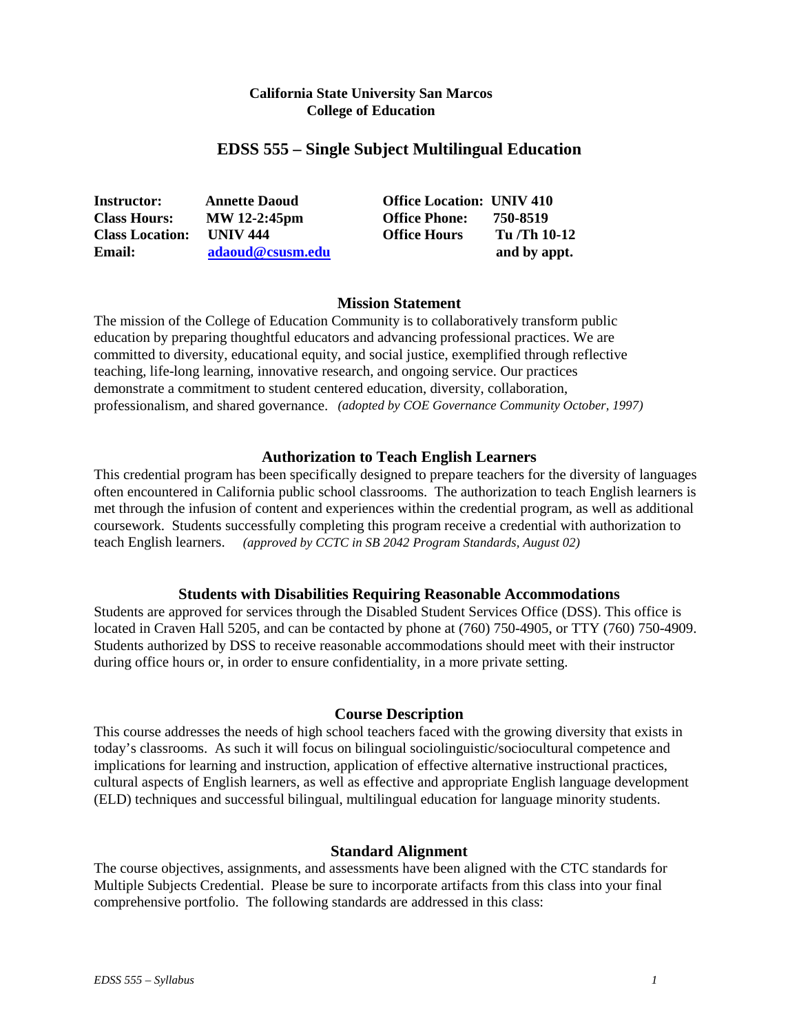**California State University San Marcos**
**College of Education**

# EDSS 555 – Single Subject Multilingual Education

| | | | |
|---|---|---|---|
| **Instructor:** | **Annette Daoud** | **Office Location:** | **UNIV 410** |
| **Class Hours:** | **MW 12-2:45pm** | **Office Phone:** | **750-8519** |
| **Class Location:** | **UNIV 444** | **Office Hours** | **Tu /Th 10-12** |
| **Email:** | **adaoud@csusm.edu** | | **and by appt.** |

## Mission Statement

The mission of the College of Education Community is to collaboratively transform public education by preparing thoughtful educators and advancing professional practices. We are committed to diversity, educational equity, and social justice, exemplified through reflective teaching, life-long learning, innovative research, and ongoing service. Our practices demonstrate a commitment to student centered education, diversity, collaboration, professionalism, and shared governance. *(adopted by COE Governance Community October, 1997)*

## Authorization to Teach English Learners

This credential program has been specifically designed to prepare teachers for the diversity of languages often encountered in California public school classrooms. The authorization to teach English learners is met through the infusion of content and experiences within the credential program, as well as additional coursework. Students successfully completing this program receive a credential with authorization to teach English learners. *(approved by CCTC in SB 2042 Program Standards, August 02)*

## Students with Disabilities Requiring Reasonable Accommodations

Students are approved for services through the Disabled Student Services Office (DSS). This office is located in Craven Hall 5205, and can be contacted by phone at (760) 750-4905, or TTY (760) 750-4909. Students authorized by DSS to receive reasonable accommodations should meet with their instructor during office hours or, in order to ensure confidentiality, in a more private setting.

## Course Description

This course addresses the needs of high school teachers faced with the growing diversity that exists in today's classrooms. As such it will focus on bilingual sociolinguistic/sociocultural competence and implications for learning and instruction, application of effective alternative instructional practices, cultural aspects of English learners, as well as effective and appropriate English language development (ELD) techniques and successful bilingual, multilingual education for language minority students.

## Standard Alignment

The course objectives, assignments, and assessments have been aligned with the CTC standards for Multiple Subjects Credential. Please be sure to incorporate artifacts from this class into your final comprehensive portfolio. The following standards are addressed in this class: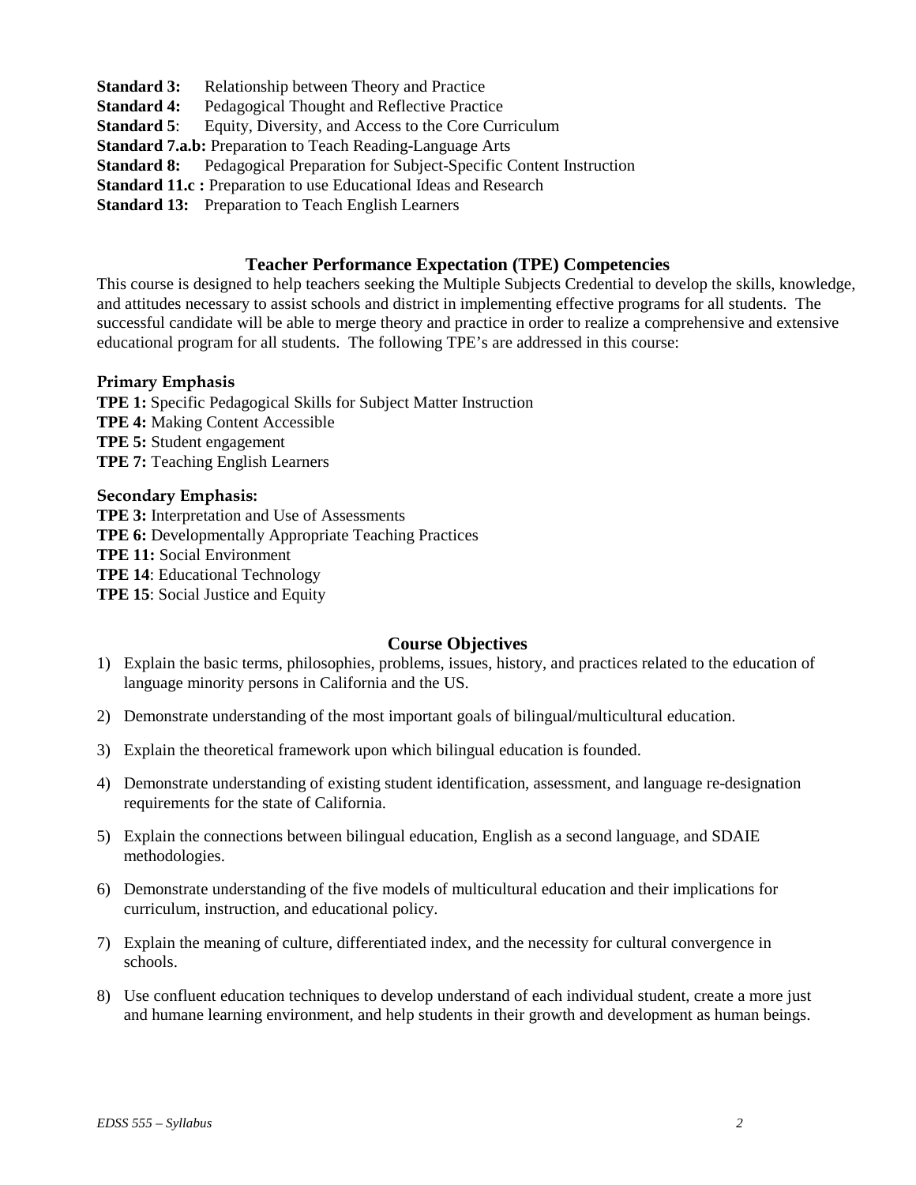**Standard 3:** Relationship between Theory and Practice
**Standard 4:** Pedagogical Thought and Reflective Practice
**Standard 5**: Equity, Diversity, and Access to the Core Curriculum
**Standard 7.a.b:** Preparation to Teach Reading-Language Arts
**Standard 8:** Pedagogical Preparation for Subject-Specific Content Instruction
**Standard 11.c :** Preparation to use Educational Ideas and Research
**Standard 13:** Preparation to Teach English Learners

## Teacher Performance Expectation (TPE) Competencies

This course is designed to help teachers seeking the Multiple Subjects Credential to develop the skills, knowledge, and attitudes necessary to assist schools and district in implementing effective programs for all students. The successful candidate will be able to merge theory and practice in order to realize a comprehensive and extensive educational program for all students. The following TPE's are addressed in this course:

### Primary Emphasis

**TPE 1:** Specific Pedagogical Skills for Subject Matter Instruction
**TPE 4:** Making Content Accessible
**TPE 5:** Student engagement
**TPE 7:** Teaching English Learners

### Secondary Emphasis:

**TPE 3:** Interpretation and Use of Assessments
**TPE 6:** Developmentally Appropriate Teaching Practices
**TPE 11:** Social Environment
**TPE 14**: Educational Technology
**TPE 15**: Social Justice and Equity

## Course Objectives

1) Explain the basic terms, philosophies, problems, issues, history, and practices related to the education of language minority persons in California and the US.
2) Demonstrate understanding of the most important goals of bilingual/multicultural education.
3) Explain the theoretical framework upon which bilingual education is founded.
4) Demonstrate understanding of existing student identification, assessment, and language re-designation requirements for the state of California.
5) Explain the connections between bilingual education, English as a second language, and SDAIE methodologies.
6) Demonstrate understanding of the five models of multicultural education and their implications for curriculum, instruction, and educational policy.
7) Explain the meaning of culture, differentiated index, and the necessity for cultural convergence in schools.
8) Use confluent education techniques to develop understand of each individual student, create a more just and humane learning environment, and help students in their growth and development as human beings.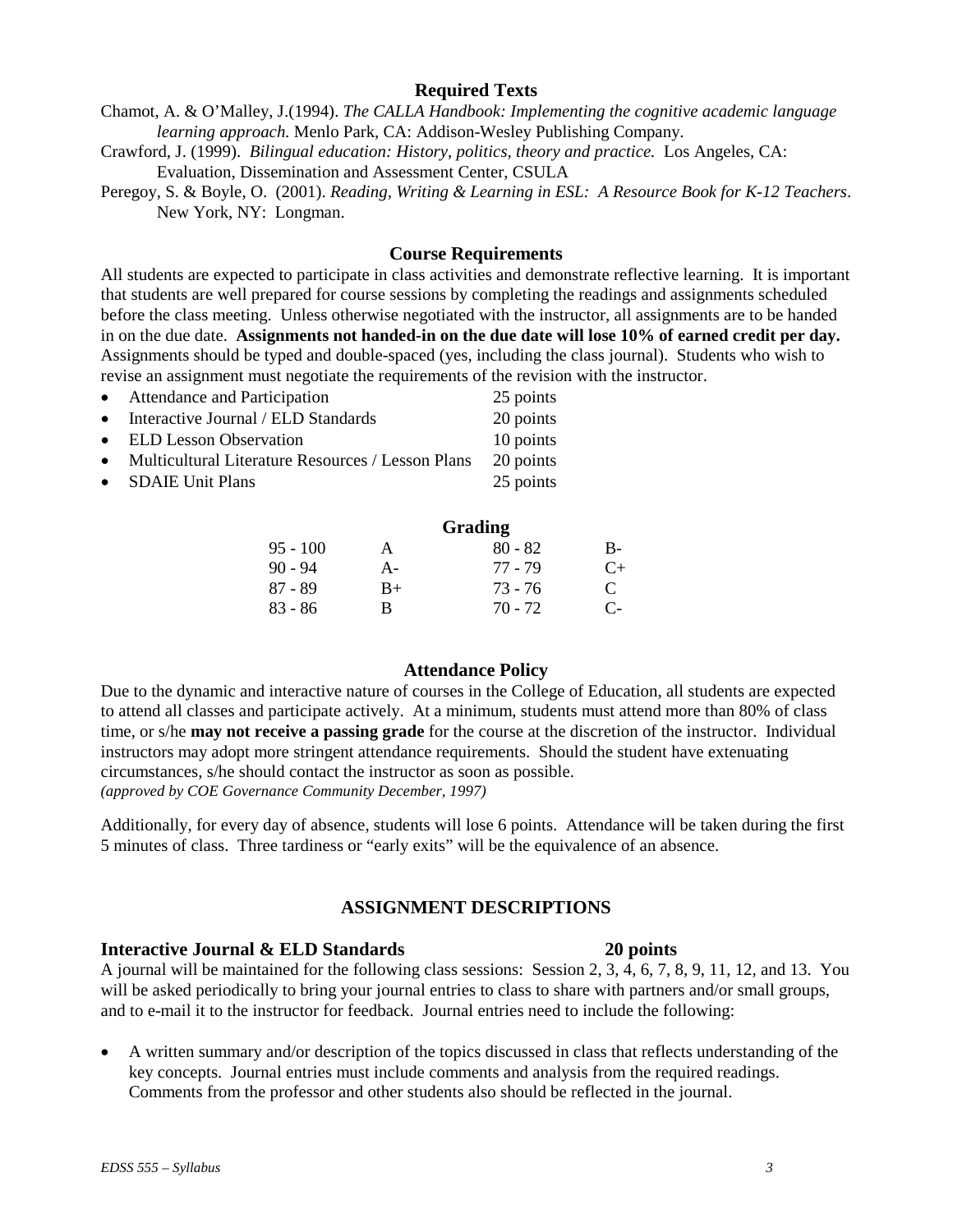## Required Texts

Chamot, A. & O'Malley, J.(1994). *The CALLA Handbook: Implementing the cognitive academic language learning approach.* Menlo Park, CA: Addison-Wesley Publishing Company.

Crawford, J. (1999). *Bilingual education: History, politics, theory and practice.* Los Angeles, CA: Evaluation, Dissemination and Assessment Center, CSULA

Peregoy, S. & Boyle, O. (2001). *Reading, Writing & Learning in ESL: A Resource Book for K-12 Teachers*. New York, NY: Longman.

## Course Requirements

All students are expected to participate in class activities and demonstrate reflective learning. It is important that students are well prepared for course sessions by completing the readings and assignments scheduled before the class meeting. Unless otherwise negotiated with the instructor, all assignments are to be handed in on the due date. **Assignments not handed-in on the due date will lose 10% of earned credit per day.** Assignments should be typed and double-spaced (yes, including the class journal). Students who wish to revise an assignment must negotiate the requirements of the revision with the instructor.

- Attendance and Participation 25 points
- Interactive Journal / ELD Standards 20 points
- ELD Lesson Observation 10 points
- Multicultural Literature Resources / Lesson Plans 20 points
- SDAIE Unit Plans 25 points

## Grading

| | | | |
|---|---|---|---|
| 95 - 100 | A | 80 - 82 | B- |
| 90 - 94 | A- | 77 - 79 | C+ |
| 87 - 89 | B+ | 73 - 76 | C |
| 83 - 86 | B | 70 - 72 | C- |

## Attendance Policy

Due to the dynamic and interactive nature of courses in the College of Education, all students are expected to attend all classes and participate actively. At a minimum, students must attend more than 80% of class time, or s/he **may not receive a passing grade** for the course at the discretion of the instructor. Individual instructors may adopt more stringent attendance requirements. Should the student have extenuating circumstances, s/he should contact the instructor as soon as possible.
*(approved by COE Governance Community December, 1997)*

Additionally, for every day of absence, students will lose 6 points. Attendance will be taken during the first 5 minutes of class. Three tardiness or "early exits" will be the equivalence of an absence.

## ASSIGNMENT DESCRIPTIONS

### Interactive Journal & ELD Standards 20 points

A journal will be maintained for the following class sessions: Session 2, 3, 4, 6, 7, 8, 9, 11, 12, and 13. You will be asked periodically to bring your journal entries to class to share with partners and/or small groups, and to e-mail it to the instructor for feedback. Journal entries need to include the following:

- A written summary and/or description of the topics discussed in class that reflects understanding of the key concepts. Journal entries must include comments and analysis from the required readings. Comments from the professor and other students also should be reflected in the journal.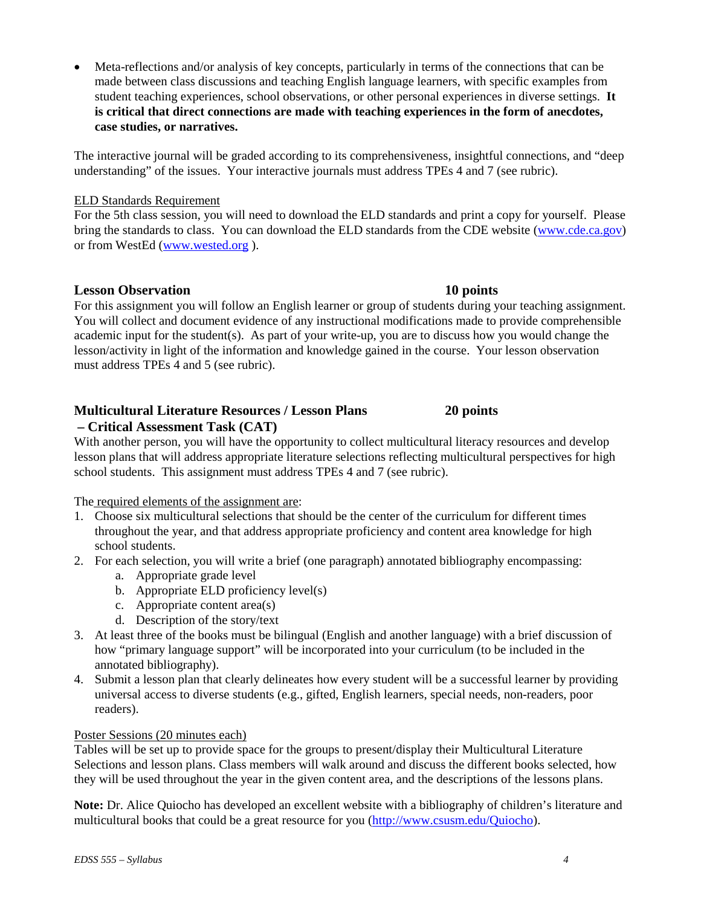- Meta-reflections and/or analysis of key concepts, particularly in terms of the connections that can be made between class discussions and teaching English language learners, with specific examples from student teaching experiences, school observations, or other personal experiences in diverse settings. **It is critical that direct connections are made with teaching experiences in the form of anecdotes, case studies, or narratives.**

The interactive journal will be graded according to its comprehensiveness, insightful connections, and "deep understanding" of the issues. Your interactive journals must address TPEs 4 and 7 (see rubric).

ELD Standards Requirement

For the 5th class session, you will need to download the ELD standards and print a copy for yourself. Please bring the standards to class. You can download the ELD standards from the CDE website (www.cde.ca.gov) or from WestEd (www.wested.org ).

### Lesson Observation — 10 points

For this assignment you will follow an English learner or group of students during your teaching assignment. You will collect and document evidence of any instructional modifications made to provide comprehensible academic input for the student(s). As part of your write-up, you are to discuss how you would change the lesson/activity in light of the information and knowledge gained in the course. Your lesson observation must address TPEs 4 and 5 (see rubric).

### Multicultural Literature Resources / Lesson Plans – Critical Assessment Task (CAT) — 20 points

With another person, you will have the opportunity to collect multicultural literacy resources and develop lesson plans that will address appropriate literature selections reflecting multicultural perspectives for high school students. This assignment must address TPEs 4 and 7 (see rubric).

The required elements of the assignment are:

1. Choose six multicultural selections that should be the center of the curriculum for different times throughout the year, and that address appropriate proficiency and content area knowledge for high school students.
2. For each selection, you will write a brief (one paragraph) annotated bibliography encompassing:
   a. Appropriate grade level
   b. Appropriate ELD proficiency level(s)
   c. Appropriate content area(s)
   d. Description of the story/text
3. At least three of the books must be bilingual (English and another language) with a brief discussion of how "primary language support" will be incorporated into your curriculum (to be included in the annotated bibliography).
4. Submit a lesson plan that clearly delineates how every student will be a successful learner by providing universal access to diverse students (e.g., gifted, English learners, special needs, non-readers, poor readers).

Poster Sessions (20 minutes each)

Tables will be set up to provide space for the groups to present/display their Multicultural Literature Selections and lesson plans. Class members will walk around and discuss the different books selected, how they will be used throughout the year in the given content area, and the descriptions of the lessons plans.

**Note:** Dr. Alice Quiocho has developed an excellent website with a bibliography of children's literature and multicultural books that could be a great resource for you (http://www.csusm.edu/Quiocho).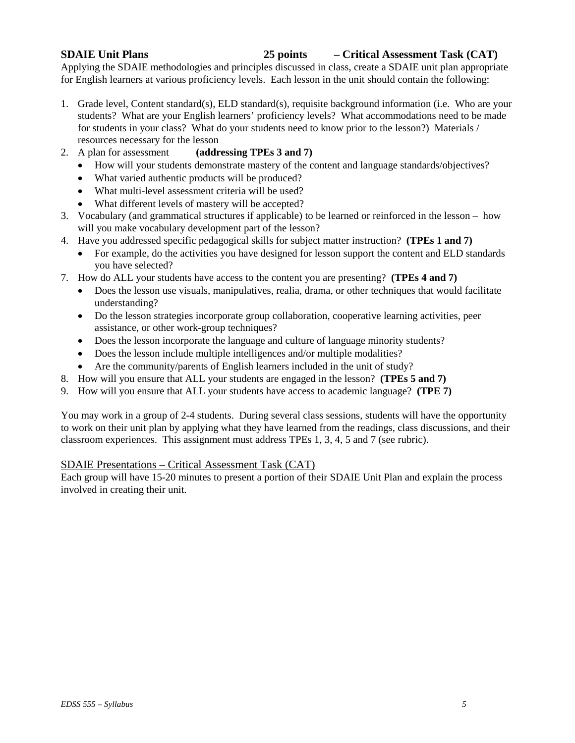**SDAIE Unit Plans 25 points – Critical Assessment Task (CAT)**

Applying the SDAIE methodologies and principles discussed in class, create a SDAIE unit plan appropriate for English learners at various proficiency levels. Each lesson in the unit should contain the following:

1. Grade level, Content standard(s), ELD standard(s), requisite background information (i.e. Who are your students? What are your English learners' proficiency levels? What accommodations need to be made for students in your class? What do your students need to know prior to the lesson?) Materials / resources necessary for the lesson
2. A plan for assessment **(addressing TPEs 3 and 7)**
   - How will your students demonstrate mastery of the content and language standards/objectives?
   - What varied authentic products will be produced?
   - What multi-level assessment criteria will be used?
   - What different levels of mastery will be accepted?
3. Vocabulary (and grammatical structures if applicable) to be learned or reinforced in the lesson – how will you make vocabulary development part of the lesson?
4. Have you addressed specific pedagogical skills for subject matter instruction? **(TPEs 1 and 7)**
   - For example, do the activities you have designed for lesson support the content and ELD standards you have selected?

7. How do ALL your students have access to the content you are presenting? **(TPEs 4 and 7)**
   - Does the lesson use visuals, manipulatives, realia, drama, or other techniques that would facilitate understanding?
   - Do the lesson strategies incorporate group collaboration, cooperative learning activities, peer assistance, or other work-group techniques?
   - Does the lesson incorporate the language and culture of language minority students?
   - Does the lesson include multiple intelligences and/or multiple modalities?
   - Are the community/parents of English learners included in the unit of study?
8. How will you ensure that ALL your students are engaged in the lesson? **(TPEs 5 and 7)**
9. How will you ensure that ALL your students have access to academic language? **(TPE 7)**

You may work in a group of 2-4 students. During several class sessions, students will have the opportunity to work on their unit plan by applying what they have learned from the readings, class discussions, and their classroom experiences. This assignment must address TPEs 1, 3, 4, 5 and 7 (see rubric).

<u>SDAIE Presentations – Critical Assessment Task (CAT)</u>

Each group will have 15-20 minutes to present a portion of their SDAIE Unit Plan and explain the process involved in creating their unit.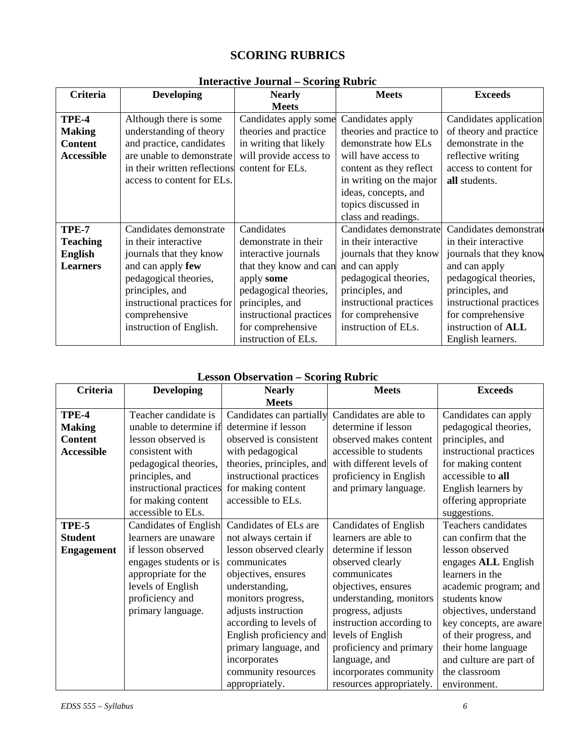# SCORING RUBRICS

## Interactive Journal – Scoring Rubric

| Criteria | Developing | Nearly Meets | Meets | Exceeds |
|---|---|---|---|---|
| **TPE-4 Making Content Accessible** | Although there is some understanding of theory and practice, candidates are unable to demonstrate in their written reflections access to content for ELs. | Candidates apply some theories and practice in writing that likely will provide access to content for ELs. | Candidates apply theories and practice to demonstrate how ELs will have access to content as they reflect in writing on the major ideas, concepts, and topics discussed in class and readings. | Candidates application of theory and practice demonstrate in the reflective writing access to content for **all** students. |
| **TPE-7 Teaching English Learners** | Candidates demonstrate in their interactive journals that they know and can apply **few** pedagogical theories, principles, and instructional practices for comprehensive instruction of English. | Candidates demonstrate in their interactive journals that they know and can apply **some** pedagogical theories, principles, and instructional practices for comprehensive instruction of ELs. | Candidates demonstrate in their interactive journals that they know and can apply pedagogical theories, principles, and instructional practices for comprehensive instruction of ELs. | Candidates demonstrate in their interactive journals that they know and can apply pedagogical theories, principles, and instructional practices for comprehensive instruction of **ALL** English learners. |

## Lesson Observation – Scoring Rubric

| Criteria | Developing | Nearly Meets | Meets | Exceeds |
|---|---|---|---|---|
| **TPE-4 Making Content Accessible** | Teacher candidate is unable to determine if lesson observed is consistent with pedagogical theories, principles, and instructional practices for making content accessible to ELs. | Candidates can partially determine if lesson observed is consistent with pedagogical theories, principles, and instructional practices for making content accessible to ELs. | Candidates are able to determine if lesson observed makes content accessible to students with different levels of proficiency in English and primary language. | Candidates can apply pedagogical theories, principles, and instructional practices for making content accessible to **all** English learners by offering appropriate suggestions. |
| **TPE-5 Student Engagement** | Candidates of English learners are unaware if lesson observed engages students or is appropriate for the levels of English proficiency and primary language. | Candidates of ELs are not always certain if lesson observed clearly communicates objectives, ensures understanding, monitors progress, adjusts instruction according to levels of English proficiency and primary language, and incorporates community resources appropriately. | Candidates of English learners are able to determine if lesson observed clearly communicates objectives, ensures understanding, monitors progress, adjusts instruction according to levels of English proficiency and primary language, and incorporates community resources appropriately. | Teachers candidates can confirm that the lesson observed engages **ALL** English learners in the academic program; and students know objectives, understand key concepts, are aware of their progress, and their home language and culture are part of the classroom environment. |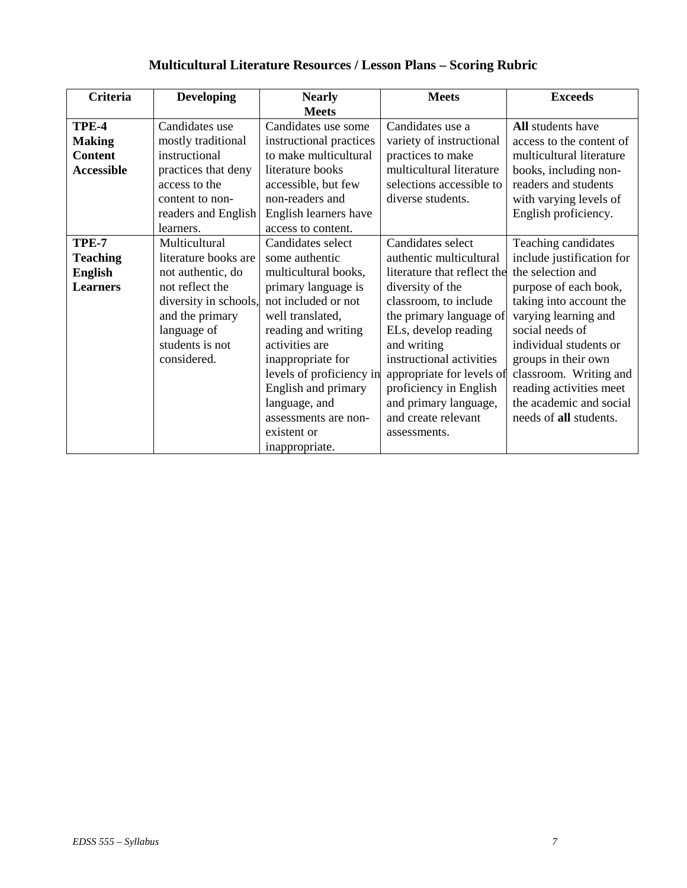# Multicultural Literature Resources / Lesson Plans – Scoring Rubric

| Criteria | Developing | Nearly Meets | Meets | Exceeds |
|---|---|---|---|---|
| **TPE-4 Making Content Accessible** | Candidates use mostly traditional instructional practices that deny access to the content to non-readers and English learners. | Candidates use some instructional practices to make multicultural literature books accessible, but few non-readers and English learners have access to content. | Candidates use a variety of instructional practices to make multicultural literature selections accessible to diverse students. | **All** students have access to the content of multicultural literature books, including non-readers and students with varying levels of English proficiency. |
| **TPE-7 Teaching English Learners** | Multicultural literature books are not authentic, do not reflect the diversity in schools, and the primary language of students is not considered. | Candidates select some authentic multicultural books, primary language is not included or not well translated, reading and writing activities are inappropriate for levels of proficiency in English and primary language, and assessments are non-existent or inappropriate. | Candidates select authentic multicultural literature that reflect the diversity of the classroom, to include the primary language of ELs, develop reading and writing instructional activities appropriate for levels of proficiency in English and primary language, and create relevant assessments. | Teaching candidates include justification for the selection and purpose of each book, taking into account the varying learning and social needs of individual students or groups in their own classroom. Writing and reading activities meet the academic and social needs of **all** students. |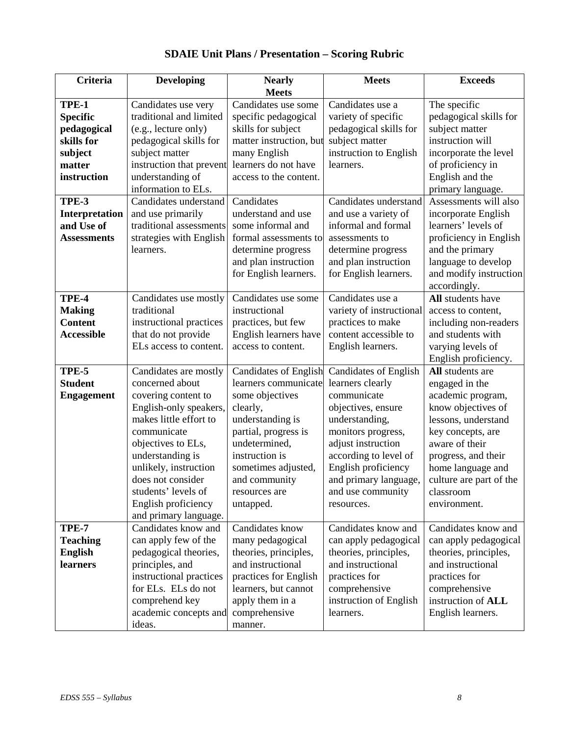# SDAIE Unit Plans / Presentation – Scoring Rubric

| Criteria | Developing | Nearly Meets | Meets | Exceeds |
|---|---|---|---|---|
| **TPE-1 Specific pedagogical skills for subject matter instruction** | Candidates use very traditional and limited (e.g., lecture only) pedagogical skills for subject matter instruction that prevent understanding of information to ELs. | Candidates use some specific pedagogical skills for subject matter instruction, but many English learners do not have access to the content. | Candidates use a variety of specific pedagogical skills for subject matter instruction to English learners. | The specific pedagogical skills for subject matter instruction will incorporate the level of proficiency in English and the primary language. |
| **TPE-3 Interpretation and Use of Assessments** | Candidates understand and use primarily traditional assessments strategies with English learners. | Candidates understand and use some informal and formal assessments to determine progress and plan instruction for English learners. | Candidates understand and use a variety of informal and formal assessments to determine progress and plan instruction for English learners. | Assessments will also incorporate English learners' levels of proficiency in English and the primary language to develop and modify instruction accordingly. |
| **TPE-4 Making Content Accessible** | Candidates use mostly traditional instructional practices that do not provide ELs access to content. | Candidates use some instructional practices, but few English learners have access to content. | Candidates use a variety of instructional practices to make content accessible to English learners. | **All** students have access to content, including non-readers and students with varying levels of English proficiency. |
| **TPE-5 Student Engagement** | Candidates are mostly concerned about covering content to English-only speakers, makes little effort to communicate objectives to ELs, understanding is unlikely, instruction does not consider students' levels of English proficiency and primary language. | Candidates of English learners communicate some objectives clearly, understanding is partial, progress is undetermined, instruction is sometimes adjusted, and community resources are untapped. | Candidates of English learners clearly communicate objectives, ensure understanding, monitors progress, adjust instruction according to level of English proficiency and primary language, and use community resources. | **All** students are engaged in the academic program, know objectives of lessons, understand key concepts, are aware of their progress, and their home language and culture are part of the classroom environment. |
| **TPE-7 Teaching English learners** | Candidates know and can apply few of the pedagogical theories, principles, and instructional practices for ELs. ELs do not comprehend key academic concepts and ideas. | Candidates know many pedagogical theories, principles, and instructional practices for English learners, but cannot apply them in a comprehensive manner. | Candidates know and can apply pedagogical theories, principles, and instructional practices for comprehensive instruction of English learners. | Candidates know and can apply pedagogical theories, principles, and instructional practices for comprehensive instruction of **ALL** English learners. |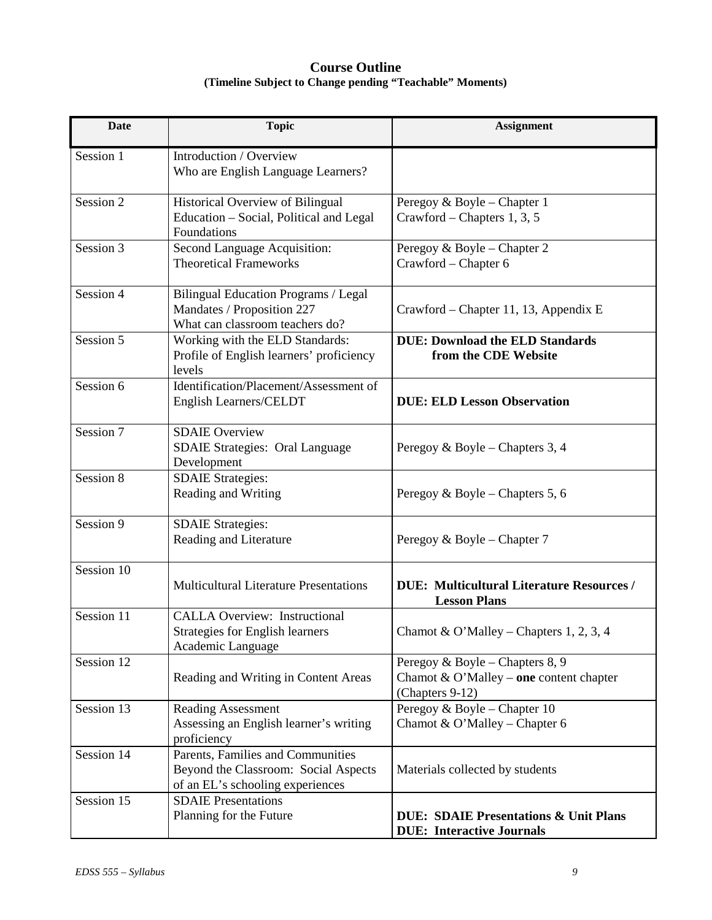## Course Outline

**(Timeline Subject to Change pending "Teachable" Moments)**

| Date | Topic | Assignment |
|---|---|---|
| Session 1 | Introduction / Overview<br>Who are English Language Learners? | |
| Session 2 | Historical Overview of Bilingual Education – Social, Political and Legal Foundations | Peregoy & Boyle – Chapter 1<br>Crawford – Chapters 1, 3, 5 |
| Session 3 | Second Language Acquisition: Theoretical Frameworks | Peregoy & Boyle – Chapter 2<br>Crawford – Chapter 6 |
| Session 4 | Bilingual Education Programs / Legal Mandates / Proposition 227<br>What can classroom teachers do? | Crawford – Chapter 11, 13, Appendix E |
| Session 5 | Working with the ELD Standards: Profile of English learners' proficiency levels | **DUE: Download the ELD Standards from the CDE Website** |
| Session 6 | Identification/Placement/Assessment of English Learners/CELDT | **DUE: ELD Lesson Observation** |
| Session 7 | SDAIE Overview<br>SDAIE Strategies: Oral Language Development | Peregoy & Boyle – Chapters 3, 4 |
| Session 8 | SDAIE Strategies:<br>Reading and Writing | Peregoy & Boyle – Chapters 5, 6 |
| Session 9 | SDAIE Strategies:<br>Reading and Literature | Peregoy & Boyle – Chapter 7 |
| Session 10 | Multicultural Literature Presentations | **DUE: Multicultural Literature Resources / Lesson Plans** |
| Session 11 | CALLA Overview: Instructional Strategies for English learners<br>Academic Language | Chamot & O'Malley – Chapters 1, 2, 3, 4 |
| Session 12 | Reading and Writing in Content Areas | Peregoy & Boyle – Chapters 8, 9<br>Chamot & O'Malley – **one** content chapter (Chapters 9-12) |
| Session 13 | Reading Assessment<br>Assessing an English learner's writing proficiency | Peregoy & Boyle – Chapter 10<br>Chamot & O'Malley – Chapter 6 |
| Session 14 | Parents, Families and Communities<br>Beyond the Classroom: Social Aspects of an EL's schooling experiences | Materials collected by students |
| Session 15 | SDAIE Presentations<br>Planning for the Future | **DUE: SDAIE Presentations & Unit Plans**<br>**DUE: Interactive Journals** |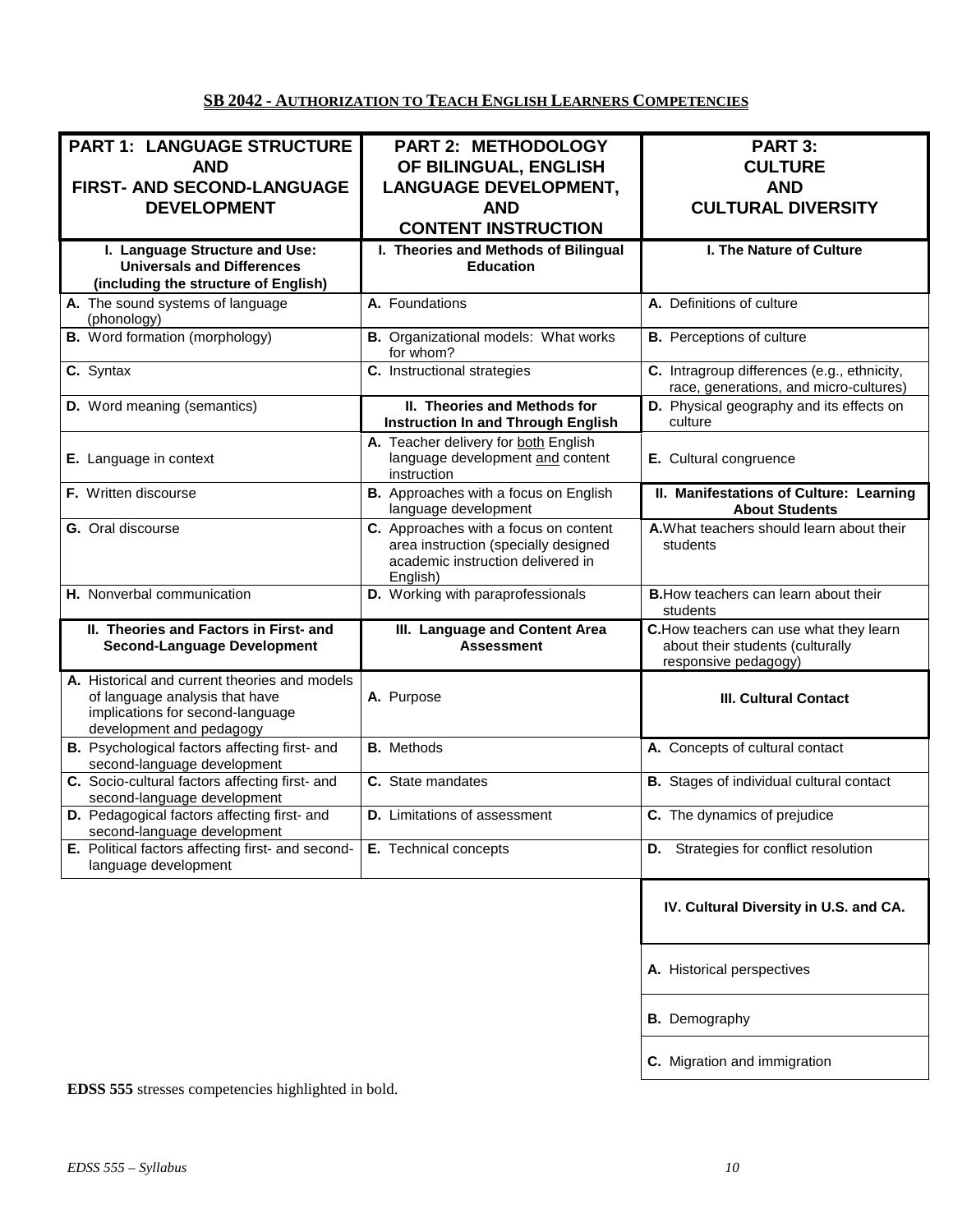## SB 2042 - AUTHORIZATION TO TEACH ENGLISH LEARNERS COMPETENCIES

| PART 1: LANGUAGE STRUCTURE AND FIRST- AND SECOND-LANGUAGE DEVELOPMENT | PART 2: METHODOLOGY OF BILINGUAL, ENGLISH LANGUAGE DEVELOPMENT, AND CONTENT INSTRUCTION | PART 3: CULTURE AND CULTURAL DIVERSITY |
|---|---|---|
| **I. Language Structure and Use: Universals and Differences (including the structure of English)** | **I. Theories and Methods of Bilingual Education** | **I. The Nature of Culture** |
| **A.** The sound systems of language (phonology) | **A.** Foundations | **A.** Definitions of culture |
| **B.** Word formation (morphology) | **B.** Organizational models: What works for whom? | **B.** Perceptions of culture |
| **C.** Syntax | **C.** Instructional strategies | **C.** Intragroup differences (e.g., ethnicity, race, generations, and micro-cultures) |
| **D.** Word meaning (semantics) | **II. Theories and Methods for Instruction In and Through English** | **D.** Physical geography and its effects on culture |
| **E.** Language in context | **A.** Teacher delivery for both English language development and content instruction | **E.** Cultural congruence |
| **F.** Written discourse | **B.** Approaches with a focus on English language development | **II. Manifestations of Culture: Learning About Students** |
| **G.** Oral discourse | **C.** Approaches with a focus on content area instruction (specially designed academic instruction delivered in English) | **A.** What teachers should learn about their students |
| **H.** Nonverbal communication | **D.** Working with paraprofessionals | **B.** How teachers can learn about their students |
| **II. Theories and Factors in First- and Second-Language Development** | **III. Language and Content Area Assessment** | **C.** How teachers can use what they learn about their students (culturally responsive pedagogy) |
| **A.** Historical and current theories and models of language analysis that have implications for second-language development and pedagogy | **A.** Purpose | **III. Cultural Contact** |
| **B.** Psychological factors affecting first- and second-language development | **B.** Methods | **A.** Concepts of cultural contact |
| **C.** Socio-cultural factors affecting first- and second-language development | **C.** State mandates | **B.** Stages of individual cultural contact |
| **D.** Pedagogical factors affecting first- and second-language development | **D.** Limitations of assessment | **C.** The dynamics of prejudice |
| **E.** Political factors affecting first- and second-language development | **E.** Technical concepts | **D.** Strategies for conflict resolution |
| | | **IV. Cultural Diversity in U.S. and CA.** |
| | | **A.** Historical perspectives |
| | | **B.** Demography |
| | | **C.** Migration and immigration |

**EDSS 555** stresses competencies highlighted in bold.